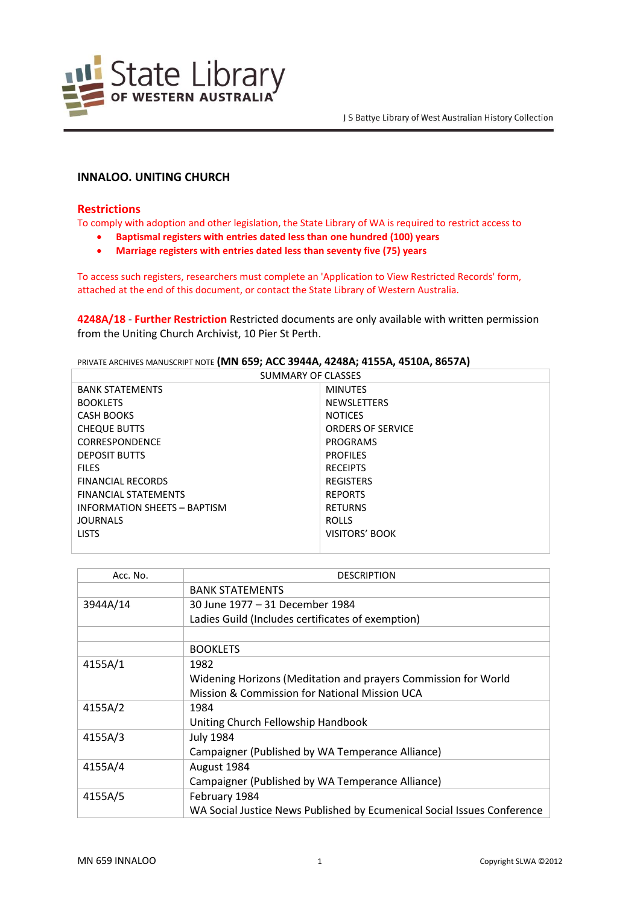State Library OF WESTERN AUSTRALIA

J S Battye Library of West Australian History Collection

## INNALOO. UNITING CHURCH

### Restrictions

To comply with adoption and other legislation, the State Library of WA is required to restrict access to

- **Baptismal registers with entries dated less than one hundred (100) years**
- **Marriage registers with entries dated less than seventy five (75) years**

To access such registers, researchers must complete an 'Application to View Restricted Records' form, attached at the end of this document, or contact the State Library of Western Australia.

**4248A/18** - **Further Restriction** Restricted documents are only available with written permission from the Uniting Church Archivist, 10 Pier St Perth.

PRIVATE ARCHIVES MANUSCRIPT NOTE **(MN 659; ACC 3944A, 4248A; 4155A, 4510A, 8657A)**

| SUMMARY OF CLASSES | |
|---|---|
| BANK STATEMENTS | MINUTES |
| BOOKLETS | NEWSLETTERS |
| CASH BOOKS | NOTICES |
| CHEQUE BUTTS | ORDERS OF SERVICE |
| CORRESPONDENCE | PROGRAMS |
| DEPOSIT BUTTS | PROFILES |
| FILES | RECEIPTS |
| FINANCIAL RECORDS | REGISTERS |
| FINANCIAL STATEMENTS | REPORTS |
| INFORMATION SHEETS – BAPTISM | RETURNS |
| JOURNALS | ROLLS |
| LISTS | VISITORS' BOOK |

| Acc. No. | DESCRIPTION |
|---|---|
| | BANK STATEMENTS |
| 3944A/14 | 30 June 1977 – 31 December 1984<br>Ladies Guild (Includes certificates of exemption) |
| | |
| | BOOKLETS |
| 4155A/1 | 1982<br>Widening Horizons (Meditation and prayers Commission for World Mission & Commission for National Mission UCA |
| 4155A/2 | 1984<br>Uniting Church Fellowship Handbook |
| 4155A/3 | July 1984<br>Campaigner (Published by WA Temperance Alliance) |
| 4155A/4 | August 1984<br>Campaigner (Published by WA Temperance Alliance) |
| 4155A/5 | February 1984<br>WA Social Justice News Published by Ecumenical Social Issues Conference |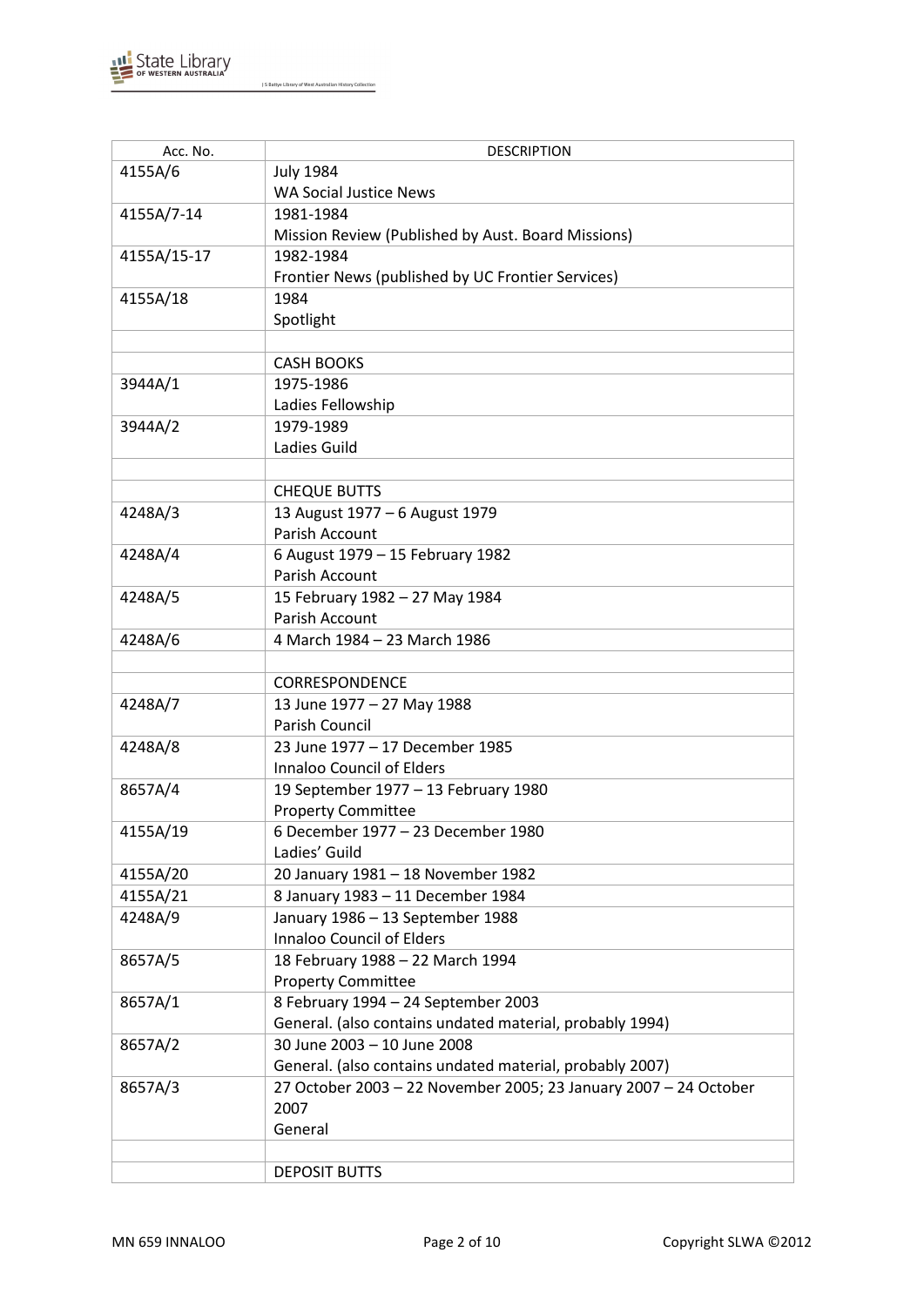| Acc. No. | DESCRIPTION |
|---|---|
| 4155A/6 | July 1984<br>WA Social Justice News |
| 4155A/7-14 | 1981-1984<br>Mission Review (Published by Aust. Board Missions) |
| 4155A/15-17 | 1982-1984<br>Frontier News (published by UC Frontier Services) |
| 4155A/18 | 1984<br>Spotlight |
| | |
| | CASH BOOKS |
| 3944A/1 | 1975-1986<br>Ladies Fellowship |
| 3944A/2 | 1979-1989<br>Ladies Guild |
| | |
| | CHEQUE BUTTS |
| 4248A/3 | 13 August 1977 – 6 August 1979<br>Parish Account |
| 4248A/4 | 6 August 1979 – 15 February 1982<br>Parish Account |
| 4248A/5 | 15 February 1982 – 27 May 1984<br>Parish Account |
| 4248A/6 | 4 March 1984 – 23 March 1986 |
| | |
| | CORRESPONDENCE |
| 4248A/7 | 13 June 1977 – 27 May 1988<br>Parish Council |
| 4248A/8 | 23 June 1977 – 17 December 1985<br>Innaloo Council of Elders |
| 8657A/4 | 19 September 1977 – 13 February 1980<br>Property Committee |
| 4155A/19 | 6 December 1977 – 23 December 1980<br>Ladies' Guild |
| 4155A/20 | 20 January 1981 – 18 November 1982 |
| 4155A/21 | 8 January 1983 – 11 December 1984 |
| 4248A/9 | January 1986 – 13 September 1988<br>Innaloo Council of Elders |
| 8657A/5 | 18 February 1988 – 22 March 1994<br>Property Committee |
| 8657A/1 | 8 February 1994 – 24 September 2003<br>General. (also contains undated material, probably 1994) |
| 8657A/2 | 30 June 2003 – 10 June 2008<br>General. (also contains undated material, probably 2007) |
| 8657A/3 | 27 October 2003 – 22 November 2005; 23 January 2007 – 24 October 2007<br>General |
| | |
| | DEPOSIT BUTTS |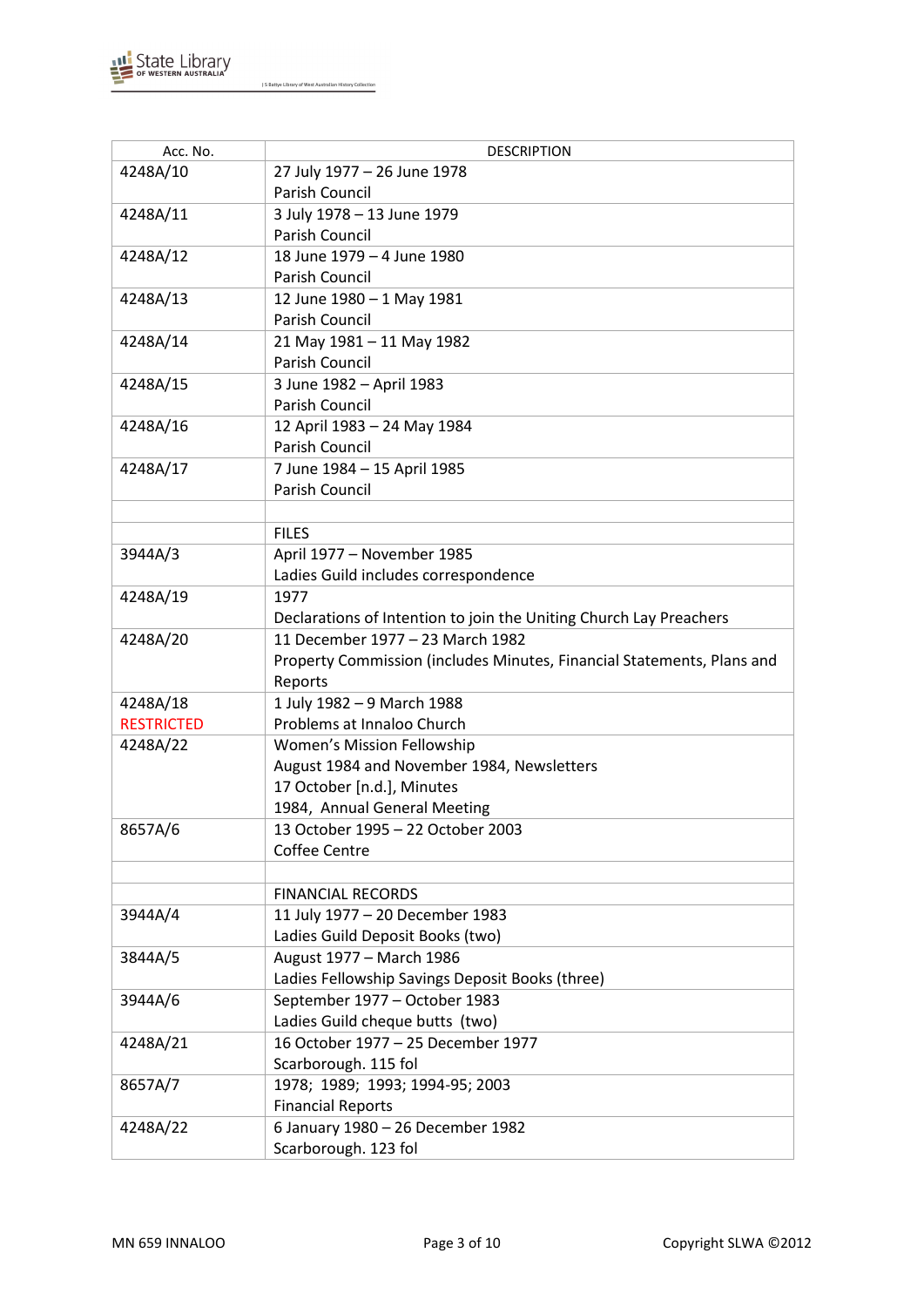| Acc. No. | DESCRIPTION |
|---|---|
| 4248A/10 | 27 July 1977 – 26 June 1978<br>Parish Council |
| 4248A/11 | 3 July 1978 – 13 June 1979<br>Parish Council |
| 4248A/12 | 18 June 1979 – 4 June 1980<br>Parish Council |
| 4248A/13 | 12 June 1980 – 1 May 1981<br>Parish Council |
| 4248A/14 | 21 May 1981 – 11 May 1982<br>Parish Council |
| 4248A/15 | 3 June 1982 – April 1983<br>Parish Council |
| 4248A/16 | 12 April 1983 – 24 May 1984<br>Parish Council |
| 4248A/17 | 7 June 1984 – 15 April 1985<br>Parish Council |
| | |
| | FILES |
| 3944A/3 | April 1977 – November 1985<br>Ladies Guild includes correspondence |
| 4248A/19 | 1977<br>Declarations of Intention to join the Uniting Church Lay Preachers |
| 4248A/20 | 11 December 1977 – 23 March 1982<br>Property Commission (includes Minutes, Financial Statements, Plans and Reports |
| 4248A/18<br>RESTRICTED | 1 July 1982 – 9 March 1988<br>Problems at Innaloo Church |
| 4248A/22 | Women's Mission Fellowship<br>August 1984 and November 1984, Newsletters<br>17 October [n.d.], Minutes<br>1984, Annual General Meeting |
| 8657A/6 | 13 October 1995 – 22 October 2003<br>Coffee Centre |
| | |
| | FINANCIAL RECORDS |
| 3944A/4 | 11 July 1977 – 20 December 1983<br>Ladies Guild Deposit Books (two) |
| 3844A/5 | August 1977 – March 1986<br>Ladies Fellowship Savings Deposit Books (three) |
| 3944A/6 | September 1977 – October 1983<br>Ladies Guild cheque butts (two) |
| 4248A/21 | 16 October 1977 – 25 December 1977<br>Scarborough. 115 fol |
| 8657A/7 | 1978; 1989; 1993; 1994-95; 2003<br>Financial Reports |
| 4248A/22 | 6 January 1980 – 26 December 1982<br>Scarborough. 123 fol |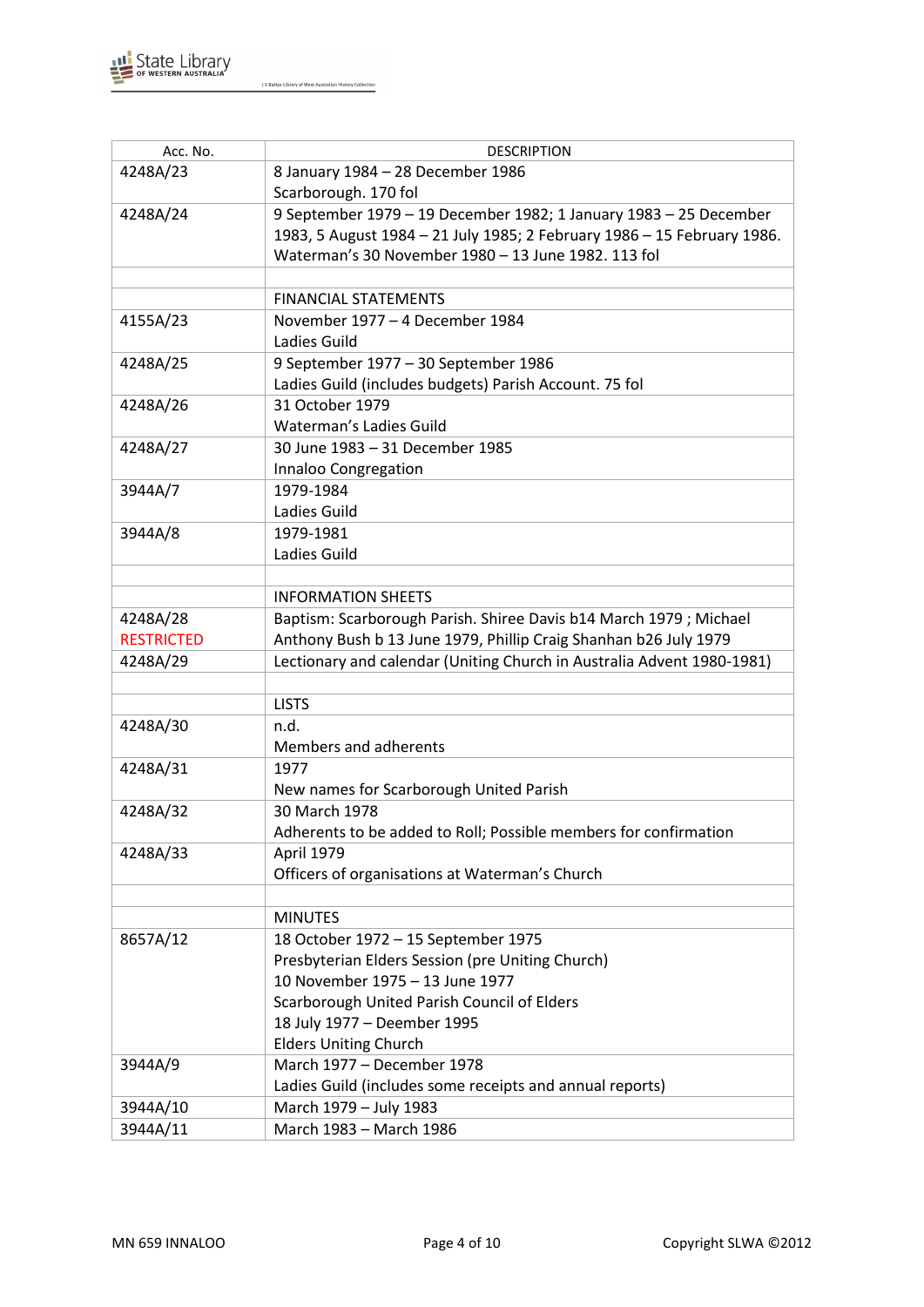| Acc. No. | DESCRIPTION |
|---|---|
| 4248A/23 | 8 January 1984 – 28 December 1986<br>Scarborough. 170 fol |
| 4248A/24 | 9 September 1979 – 19 December 1982; 1 January 1983 – 25 December 1983, 5 August 1984 – 21 July 1985; 2 February 1986 – 15 February 1986. Waterman's 30 November 1980 – 13 June 1982. 113 fol |
| | |
| | FINANCIAL STATEMENTS |
| 4155A/23 | November 1977 – 4 December 1984<br>Ladies Guild |
| 4248A/25 | 9 September 1977 – 30 September 1986<br>Ladies Guild (includes budgets) Parish Account. 75 fol |
| 4248A/26 | 31 October 1979<br>Waterman's Ladies Guild |
| 4248A/27 | 30 June 1983 – 31 December 1985<br>Innaloo Congregation |
| 3944A/7 | 1979-1984<br>Ladies Guild |
| 3944A/8 | 1979-1981<br>Ladies Guild |
| | |
| | INFORMATION SHEETS |
| 4248A/28<br>RESTRICTED | Baptism: Scarborough Parish. Shiree Davis b14 March 1979 ; Michael Anthony Bush b 13 June 1979, Phillip Craig Shanhan b26 July 1979 |
| 4248A/29 | Lectionary and calendar (Uniting Church in Australia Advent 1980-1981) |
| | |
| | LISTS |
| 4248A/30 | n.d.<br>Members and adherents |
| 4248A/31 | 1977<br>New names for Scarborough United Parish |
| 4248A/32 | 30 March 1978<br>Adherents to be added to Roll; Possible members for confirmation |
| 4248A/33 | April 1979<br>Officers of organisations at Waterman's Church |
| | |
| | MINUTES |
| 8657A/12 | 18 October 1972 – 15 September 1975<br>Presbyterian Elders Session (pre Uniting Church)<br>10 November 1975 – 13 June 1977<br>Scarborough United Parish Council of Elders<br>18 July 1977 – Deember 1995<br>Elders Uniting Church |
| 3944A/9 | March 1977 – December 1978<br>Ladies Guild (includes some receipts and annual reports) |
| 3944A/10 | March 1979 – July 1983 |
| 3944A/11 | March 1983 – March 1986 |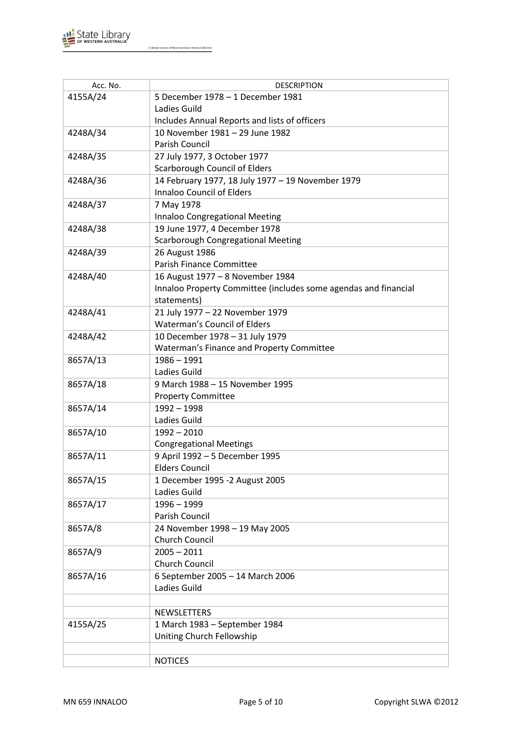| Acc. No. | DESCRIPTION |
|---|---|
| 4155A/24 | 5 December 1978 – 1 December 1981<br>Ladies Guild<br>Includes Annual Reports and lists of officers |
| 4248A/34 | 10 November 1981 – 29 June 1982<br>Parish Council |
| 4248A/35 | 27 July 1977, 3 October 1977<br>Scarborough Council of Elders |
| 4248A/36 | 14 February 1977, 18 July 1977 – 19 November 1979<br>Innaloo Council of Elders |
| 4248A/37 | 7 May 1978<br>Innaloo Congregational Meeting |
| 4248A/38 | 19 June 1977, 4 December 1978<br>Scarborough Congregational Meeting |
| 4248A/39 | 26 August 1986<br>Parish Finance Committee |
| 4248A/40 | 16 August 1977 – 8 November 1984<br>Innaloo Property Committee (includes some agendas and financial statements) |
| 4248A/41 | 21 July 1977 – 22 November 1979<br>Waterman's Council of Elders |
| 4248A/42 | 10 December 1978 – 31 July 1979<br>Waterman's Finance and Property Committee |
| 8657A/13 | 1986 – 1991<br>Ladies Guild |
| 8657A/18 | 9 March 1988 – 15 November 1995<br>Property Committee |
| 8657A/14 | 1992 – 1998<br>Ladies Guild |
| 8657A/10 | 1992 – 2010<br>Congregational Meetings |
| 8657A/11 | 9 April 1992 – 5 December 1995<br>Elders Council |
| 8657A/15 | 1 December 1995 -2 August 2005<br>Ladies Guild |
| 8657A/17 | 1996 – 1999<br>Parish Council |
| 8657A/8 | 24 November 1998 – 19 May 2005<br>Church Council |
| 8657A/9 | 2005 – 2011<br>Church Council |
| 8657A/16 | 6 September 2005 – 14 March 2006<br>Ladies Guild |
| | |
| | NEWSLETTERS |
| 4155A/25 | 1 March 1983 – September 1984<br>Uniting Church Fellowship |
| | |
| | NOTICES |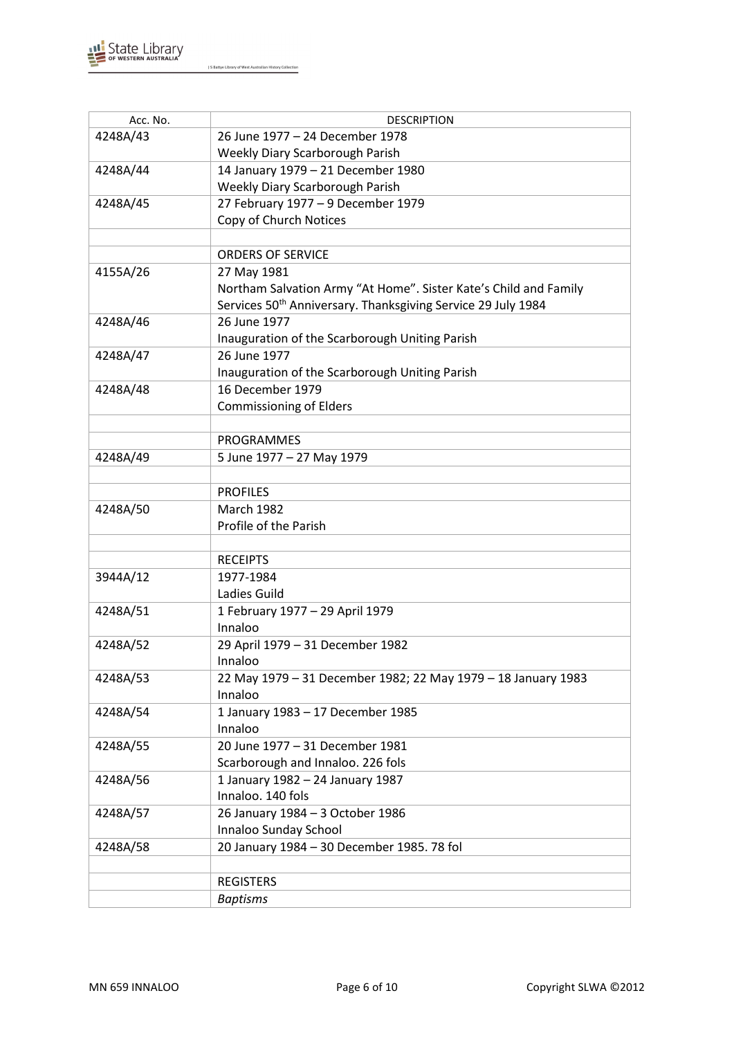| Acc. No. | DESCRIPTION |
|---|---|
| 4248A/43 | 26 June 1977 – 24 December 1978<br>Weekly Diary Scarborough Parish |
| 4248A/44 | 14 January 1979 – 21 December 1980<br>Weekly Diary Scarborough Parish |
| 4248A/45 | 27 February 1977 – 9 December 1979<br>Copy of Church Notices |
| | |
| | ORDERS OF SERVICE |
| 4155A/26 | 27 May 1981<br>Northam Salvation Army "At Home". Sister Kate's Child and Family Services 50th Anniversary. Thanksgiving Service 29 July 1984 |
| 4248A/46 | 26 June 1977<br>Inauguration of the Scarborough Uniting Parish |
| 4248A/47 | 26 June 1977<br>Inauguration of the Scarborough Uniting Parish |
| 4248A/48 | 16 December 1979<br>Commissioning of Elders |
| | |
| | PROGRAMMES |
| 4248A/49 | 5 June 1977 – 27 May 1979 |
| | |
| | PROFILES |
| 4248A/50 | March 1982<br>Profile of the Parish |
| | |
| | RECEIPTS |
| 3944A/12 | 1977-1984<br>Ladies Guild |
| 4248A/51 | 1 February 1977 – 29 April 1979<br>Innaloo |
| 4248A/52 | 29 April 1979 – 31 December 1982<br>Innaloo |
| 4248A/53 | 22 May 1979 – 31 December 1982; 22 May 1979 – 18 January 1983<br>Innaloo |
| 4248A/54 | 1 January 1983 – 17 December 1985<br>Innaloo |
| 4248A/55 | 20 June 1977 – 31 December 1981<br>Scarborough and Innaloo. 226 fols |
| 4248A/56 | 1 January 1982 – 24 January 1987<br>Innaloo. 140 fols |
| 4248A/57 | 26 January 1984 – 3 October 1986<br>Innaloo Sunday School |
| 4248A/58 | 20 January 1984 – 30 December 1985. 78 fol |
| | |
| | REGISTERS |
| | *Baptisms* |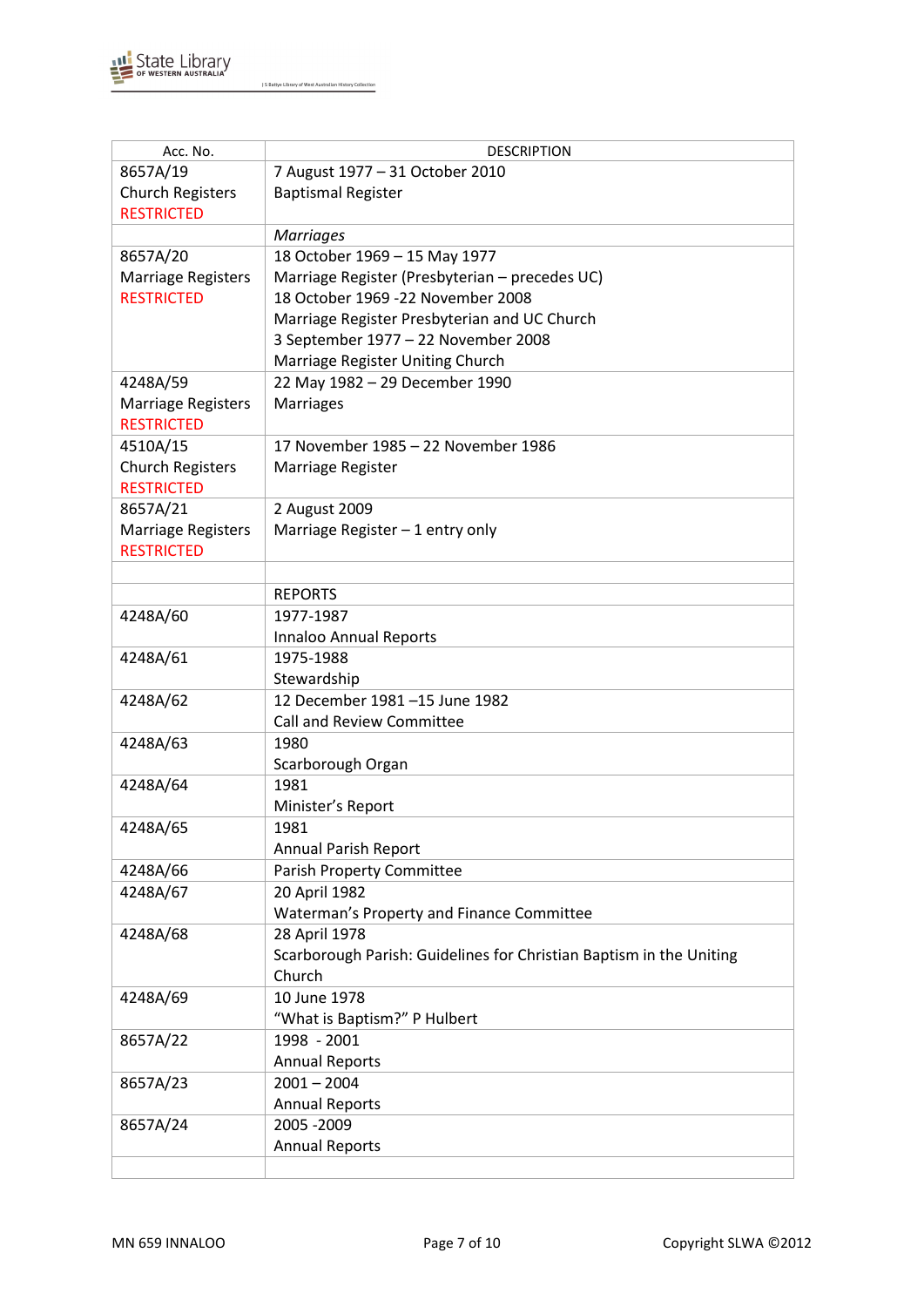| Acc. No. | DESCRIPTION |
|---|---|
| 8657A/19<br>Church Registers<br>RESTRICTED | 7 August 1977 – 31 October 2010<br>Baptismal Register |
| | *Marriages* |
| 8657A/20<br>Marriage Registers<br>RESTRICTED | 18 October 1969 – 15 May 1977<br>Marriage Register (Presbyterian – precedes UC)<br>18 October 1969 -22 November 2008<br>Marriage Register Presbyterian and UC Church<br>3 September 1977 – 22 November 2008<br>Marriage Register Uniting Church |
| 4248A/59<br>Marriage Registers<br>RESTRICTED | 22 May 1982 – 29 December 1990<br>Marriages |
| 4510A/15<br>Church Registers<br>RESTRICTED | 17 November 1985 – 22 November 1986<br>Marriage Register |
| 8657A/21<br>Marriage Registers<br>RESTRICTED | 2 August 2009<br>Marriage Register – 1 entry only |
| | |
| | REPORTS |
| 4248A/60 | 1977-1987<br>Innaloo Annual Reports |
| 4248A/61 | 1975-1988<br>Stewardship |
| 4248A/62 | 12 December 1981 –15 June 1982<br>Call and Review Committee |
| 4248A/63 | 1980<br>Scarborough Organ |
| 4248A/64 | 1981<br>Minister's Report |
| 4248A/65 | 1981<br>Annual Parish Report |
| 4248A/66 | Parish Property Committee |
| 4248A/67 | 20 April 1982<br>Waterman's Property and Finance Committee |
| 4248A/68 | 28 April 1978<br>Scarborough Parish: Guidelines for Christian Baptism in the Uniting Church |
| 4248A/69 | 10 June 1978<br>"What is Baptism?" P Hulbert |
| 8657A/22 | 1998 - 2001<br>Annual Reports |
| 8657A/23 | 2001 – 2004<br>Annual Reports |
| 8657A/24 | 2005 -2009<br>Annual Reports |
| | |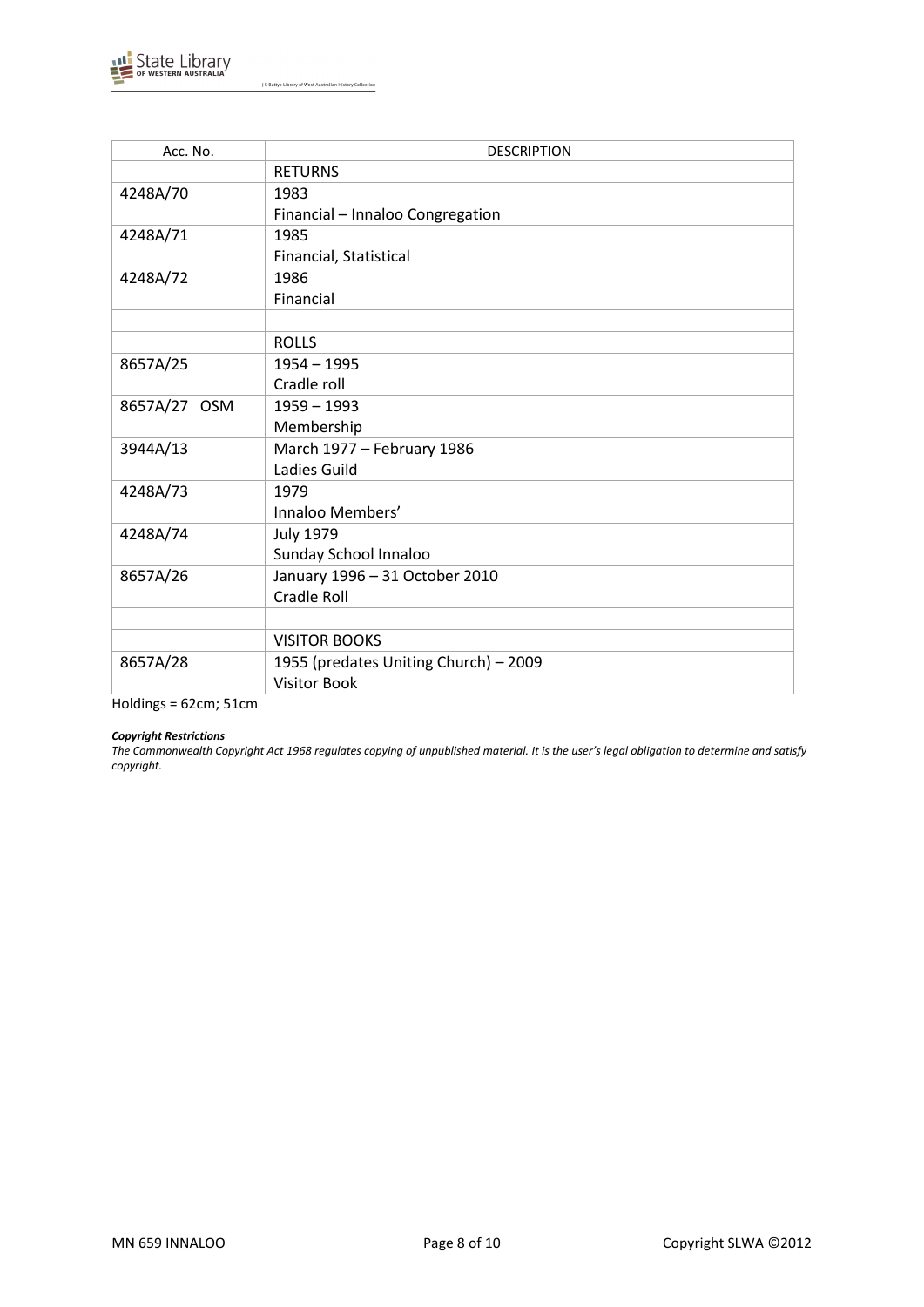| Acc. No. | DESCRIPTION |
|---|---|
| | RETURNS |
| 4248A/70 | 1983<br>Financial – Innaloo Congregation |
| 4248A/71 | 1985<br>Financial, Statistical |
| 4248A/72 | 1986<br>Financial |
| | |
| | ROLLS |
| 8657A/25 | 1954 – 1995<br>Cradle roll |
| 8657A/27 OSM | 1959 – 1993<br>Membership |
| 3944A/13 | March 1977 – February 1986<br>Ladies Guild |
| 4248A/73 | 1979<br>Innaloo Members' |
| 4248A/74 | July 1979<br>Sunday School Innaloo |
| 8657A/26 | January 1996 – 31 October 2010<br>Cradle Roll |
| | |
| | VISITOR BOOKS |
| 8657A/28 | 1955 (predates Uniting Church) – 2009<br>Visitor Book |

Holdings = 62cm; 51cm

***Copyright Restrictions***

*The Commonwealth Copyright Act 1968 regulates copying of unpublished material. It is the user's legal obligation to determine and satisfy copyright.*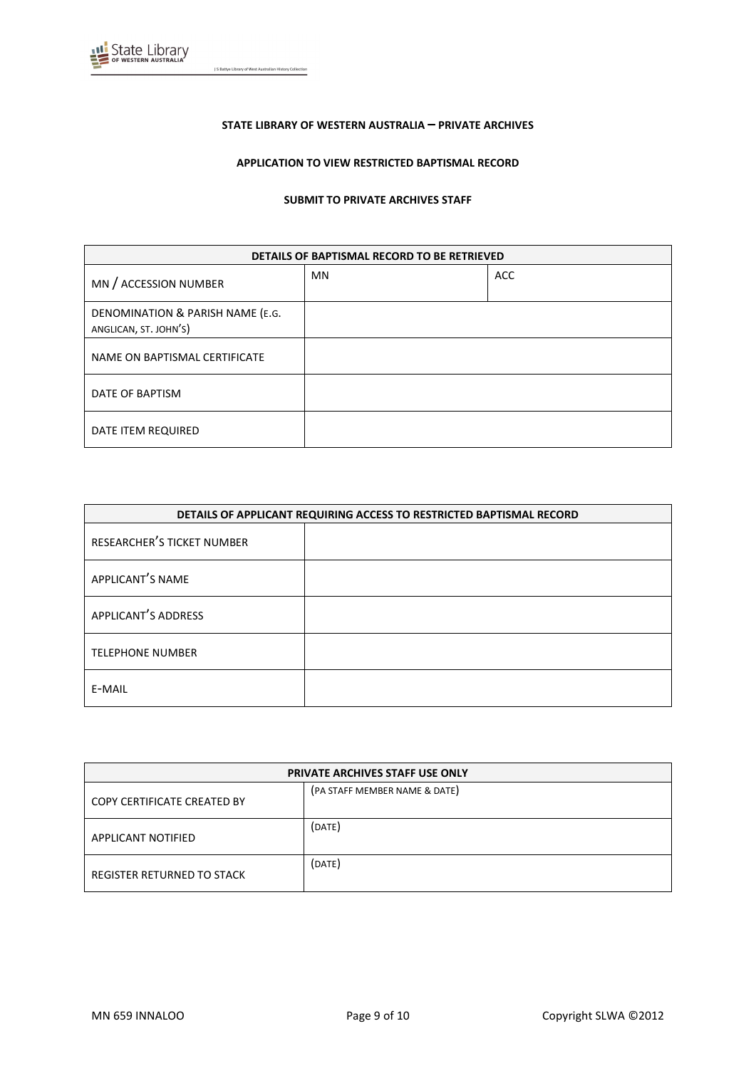**STATE LIBRARY OF WESTERN AUSTRALIA – PRIVATE ARCHIVES**

**APPLICATION TO VIEW RESTRICTED BAPTISMAL RECORD**

**SUBMIT TO PRIVATE ARCHIVES STAFF**

| DETAILS OF BAPTISMAL RECORD TO BE RETRIEVED | | |
|---|---|---|
| MN / ACCESSION NUMBER | MN | ACC |
| DENOMINATION & PARISH NAME (E.G. ANGLICAN, ST. JOHN'S) | | |
| NAME ON BAPTISMAL CERTIFICATE | | |
| DATE OF BAPTISM | | |
| DATE ITEM REQUIRED | | |

| DETAILS OF APPLICANT REQUIRING ACCESS TO RESTRICTED BAPTISMAL RECORD | |
|---|---|
| RESEARCHER'S TICKET NUMBER | |
| APPLICANT'S NAME | |
| APPLICANT'S ADDRESS | |
| TELEPHONE NUMBER | |
| E-MAIL | |

| PRIVATE ARCHIVES STAFF USE ONLY | |
|---|---|
| COPY CERTIFICATE CREATED BY | (PA STAFF MEMBER NAME & DATE) |
| APPLICANT NOTIFIED | (DATE) |
| REGISTER RETURNED TO STACK | (DATE) |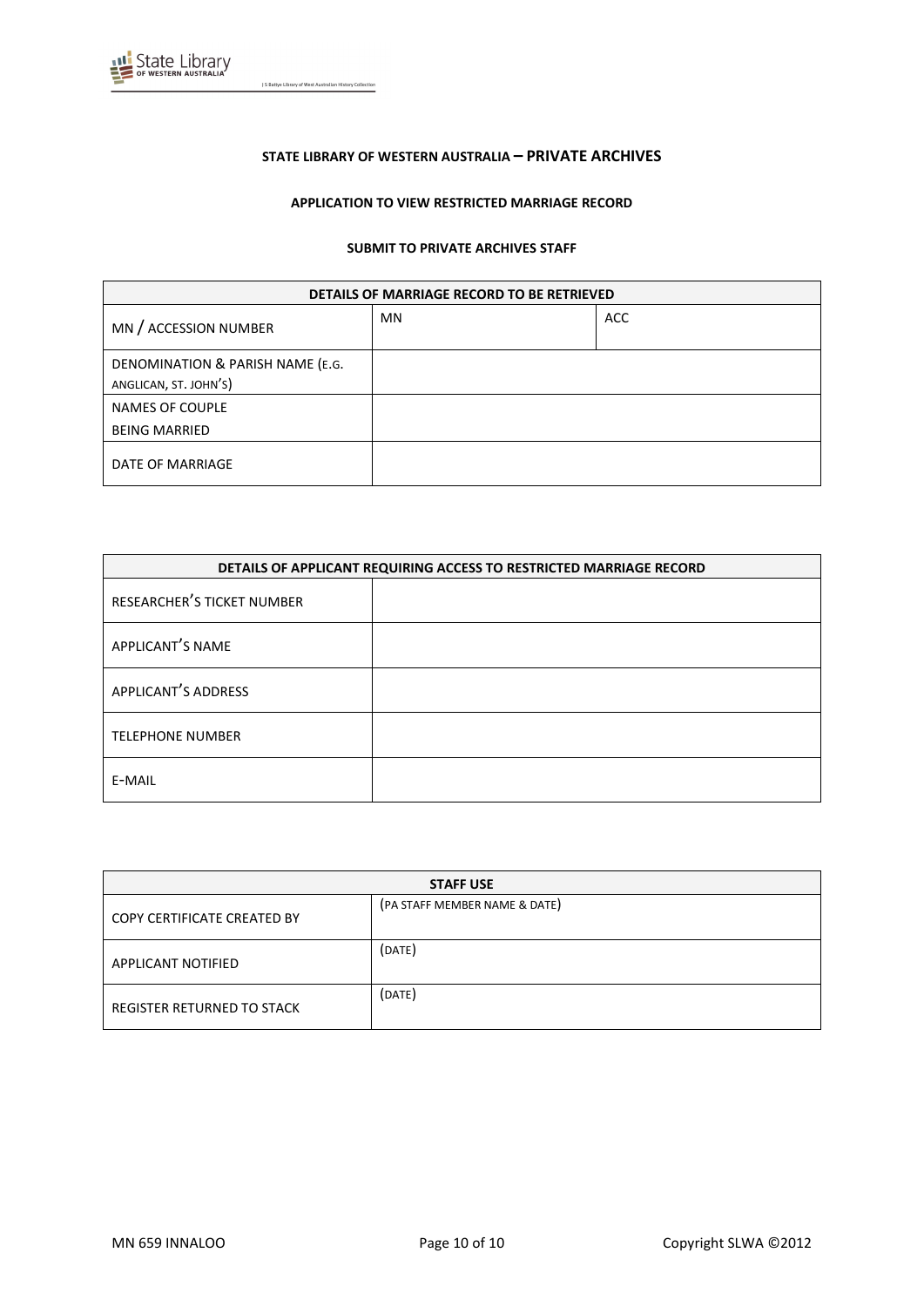**STATE LIBRARY OF WESTERN AUSTRALIA – PRIVATE ARCHIVES**

**APPLICATION TO VIEW RESTRICTED MARRIAGE RECORD**

**SUBMIT TO PRIVATE ARCHIVES STAFF**

| DETAILS OF MARRIAGE RECORD TO BE RETRIEVED | | |
|---|---|---|
| MN / ACCESSION NUMBER | MN | ACC |
| DENOMINATION & PARISH NAME (E.G. ANGLICAN, ST. JOHN'S) | | |
| NAMES OF COUPLE BEING MARRIED | | |
| DATE OF MARRIAGE | | |

| DETAILS OF APPLICANT REQUIRING ACCESS TO RESTRICTED MARRIAGE RECORD | |
|---|---|
| RESEARCHER'S TICKET NUMBER | |
| APPLICANT'S NAME | |
| APPLICANT'S ADDRESS | |
| TELEPHONE NUMBER | |
| E-MAIL | |

| STAFF USE | |
|---|---|
| COPY CERTIFICATE CREATED BY | (PA STAFF MEMBER NAME & DATE) |
| APPLICANT NOTIFIED | (DATE) |
| REGISTER RETURNED TO STACK | (DATE) |